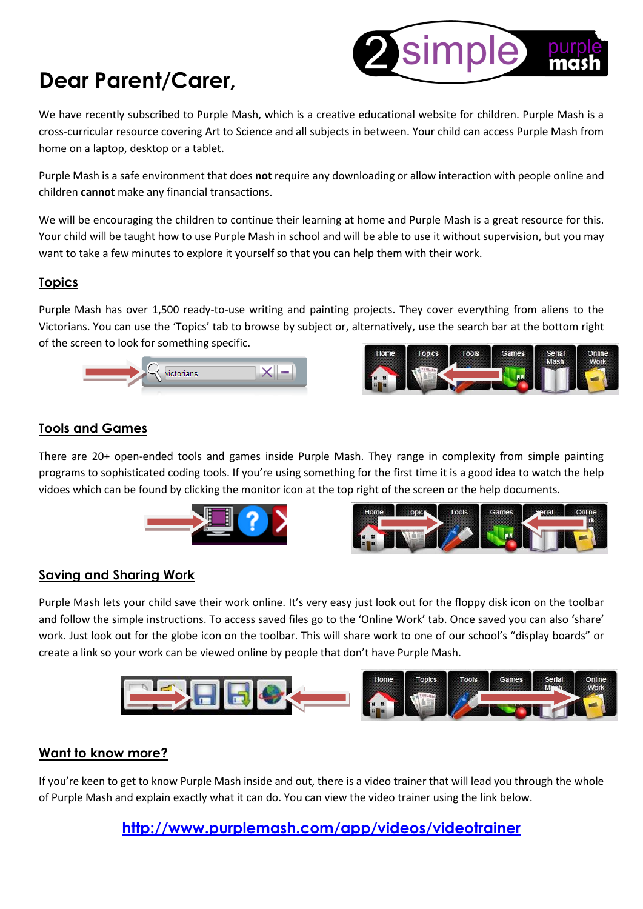# Dear Parent/Carer,

We have recently subscribed to Purple Mash, which is a creative educational website for children. Purple Mash is a cross-curricular resource covering Art to Science and all subjects in between. Your child can access Purple Mash from home on a laptop, desktop or a tablet.

Purple Mash is a safe environment that does **not** require any downloading or allow interaction with people online and children **cannot** make any financial transactions.

We will be encouraging the children to continue their learning at home and Purple Mash is a great resource for this. Your child will be taught how to use Purple Mash in school and will be able to use it without supervision, but you may want to take a few minutes to explore it yourself so that you can help them with their work.

## Topics

Purple Mash has over 1,500 ready-to-use writing and painting projects. They cover everything from aliens to the Victorians. You can use the 'Topics' tab to browse by subject or, alternatively, use the search bar at the bottom right of the screen to look for something specific.

## Tools and Games

There are 20+ open-ended tools and games inside Purple Mash. They range in complexity from simple painting programs to sophisticated coding tools. If you're using something for the first time it is a good idea to watch the help videos which can be found by clicking the monitor icon at the top right of the screen or the help documents.

## Saving and Sharing Work

Purple Mash lets your child save their work online. It's very easy just look out for the floppy disk icon on the toolbar and follow the simple instructions. To access saved files go to the 'Online Work' tab. Once saved you can also 'share' work. Just look out for the globe icon on the toolbar. This will share work to one of our school's "display boards" or create a link so your work can be viewed online by people that don't have Purple Mash.

## Want to know more?

If you're keen to get to know Purple Mash inside and out, there is a video trainer that will lead you through the whole of Purple Mash and explain exactly what it can do. You can view the video trainer using the link below.

**http://www.purplemash.com/app/videos/videotrainer**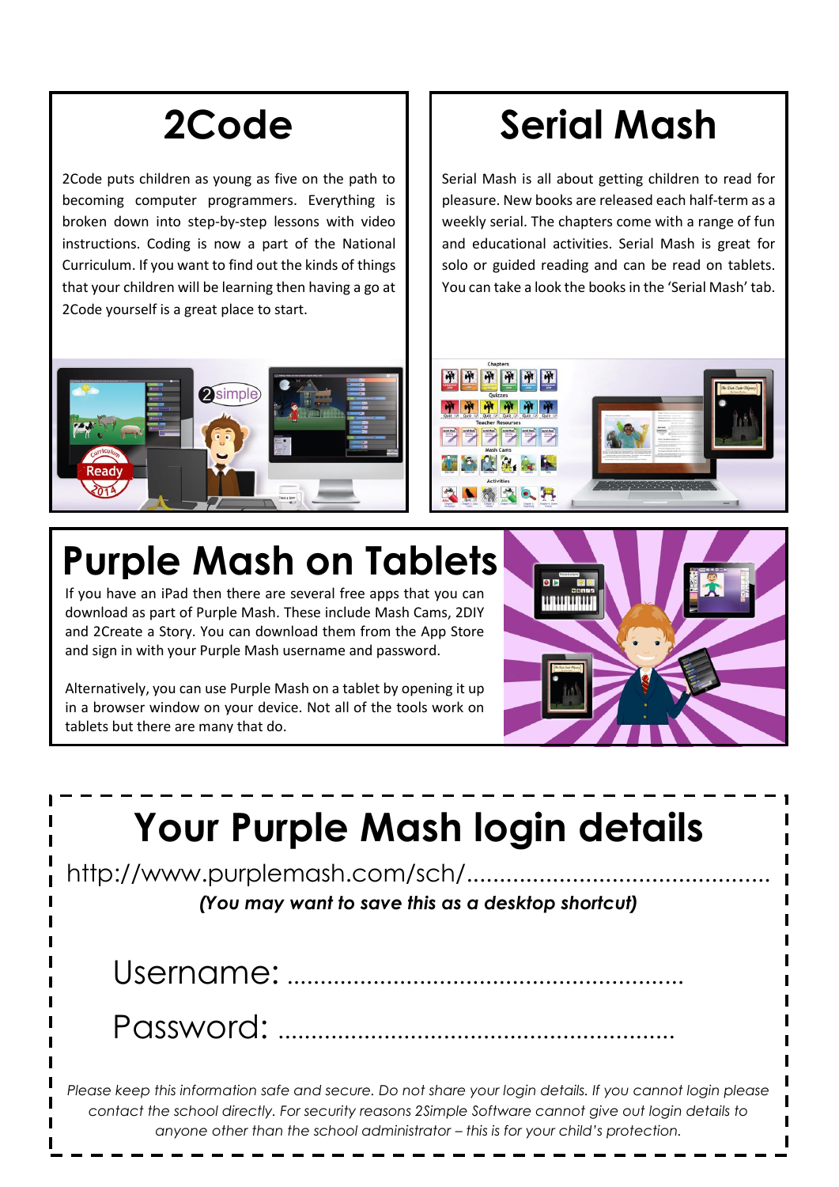## 2Code

2Code puts children as young as five on the path to becoming computer programmers. Everything is broken down into step-by-step lessons with video instructions. Coding is now a part of the National Curriculum. If you want to find out the kinds of things that your children will be learning then having a go at 2Code yourself is a great place to start.

## Serial Mash

Serial Mash is all about getting children to read for pleasure. New books are released each half-term as a weekly serial. The chapters come with a range of fun and educational activities. Serial Mash is great for solo or guided reading and can be read on tablets. You can take a look the books in the 'Serial Mash' tab.

## Purple Mash on Tablets

If you have an iPad then there are several free apps that you can download as part of Purple Mash. These include Mash Cams, 2DIY and 2Create a Story. You can download them from the App Store and sign in with your Purple Mash username and password.

Alternatively, you can use Purple Mash on a tablet by opening it up in a browser window on your device. Not all of the tools work on tablets but there are many that do.

## Your Purple Mash login details

http://www.purplemash.com/sch/............................................

***(You may want to save this as a desktop shortcut)***

Username: ........................................................

Password: ........................................................

*Please keep this information safe and secure. Do not share your login details. If you cannot login please contact the school directly. For security reasons 2Simple Software cannot give out login details to anyone other than the school administrator – this is for your child's protection.*